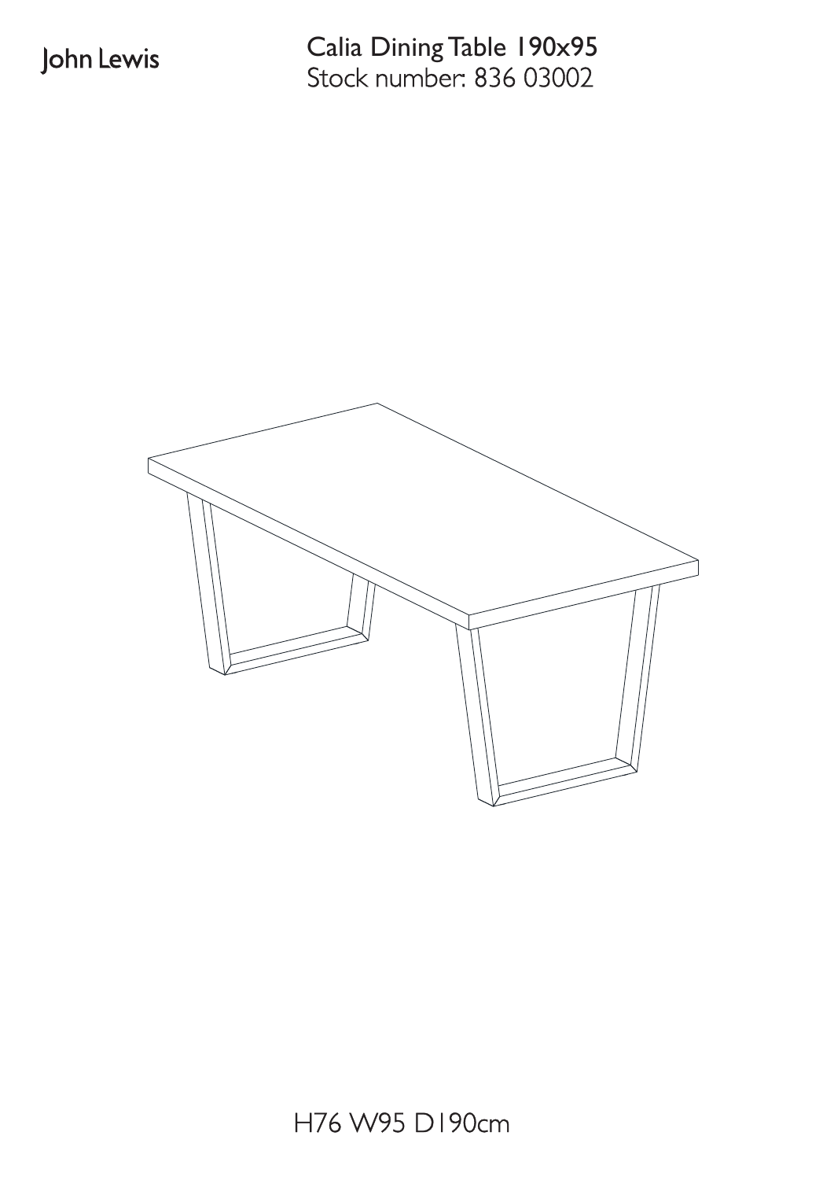John Lewis

# Calia Dining Table 190x95

Stock number: 836 03002

H76 W95 D190cm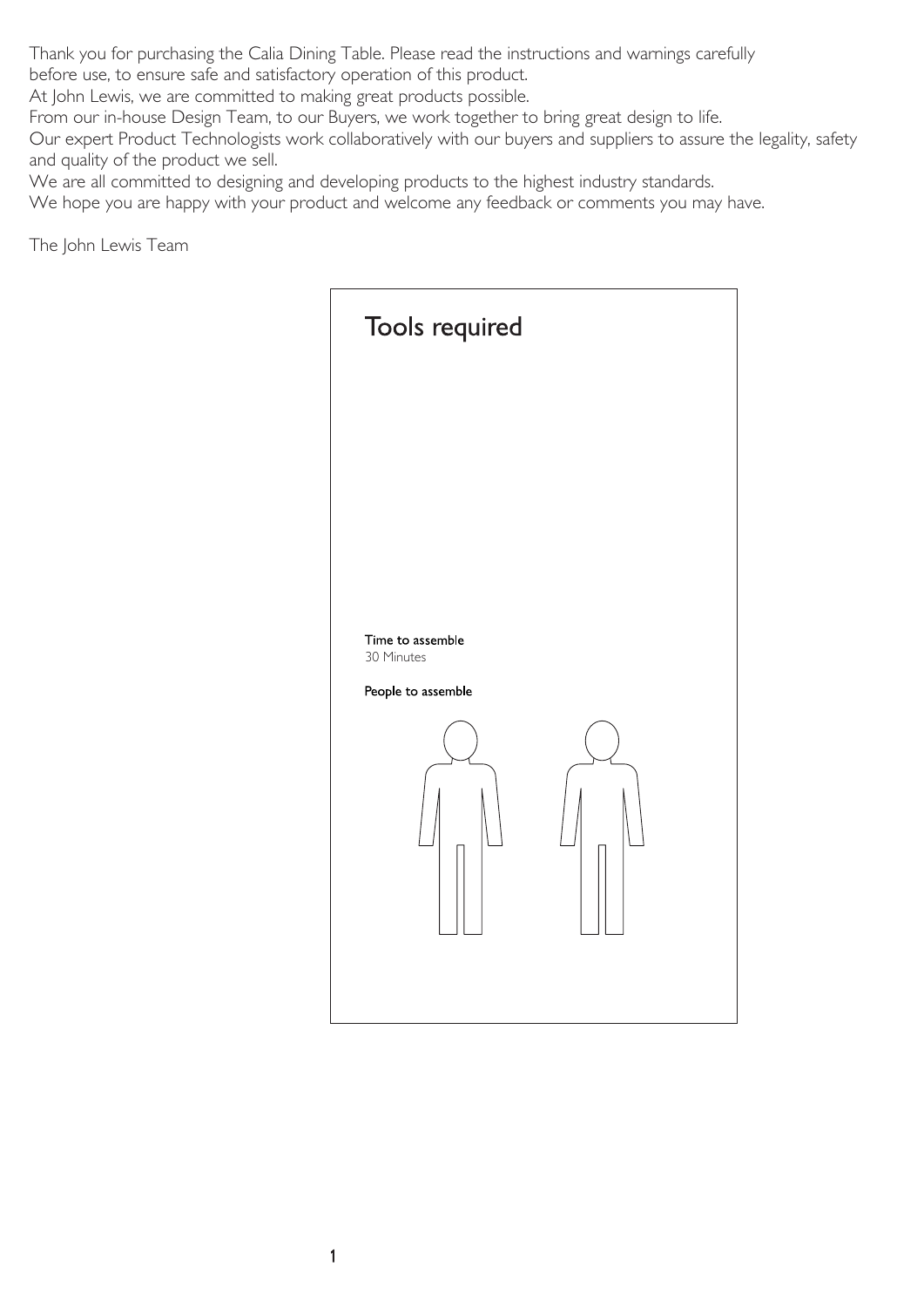Thank you for purchasing the Calia Dining Table. Please read the instructions and warnings carefully before use, to ensure safe and satisfactory operation of this product.

At John Lewis, we are committed to making great products possible.

From our in-house Design Team, to our Buyers, we work together to bring great design to life.

Our expert Product Technologists work collaboratively with our buyers and suppliers to assure the legality, safety and quality of the product we sell.

We are all committed to designing and developing products to the highest industry standards.

We hope you are happy with your product and welcome any feedback or comments you may have.

The John Lewis Team

## Tools required

**Time to assemble**

30 Minutes

**People to assemble**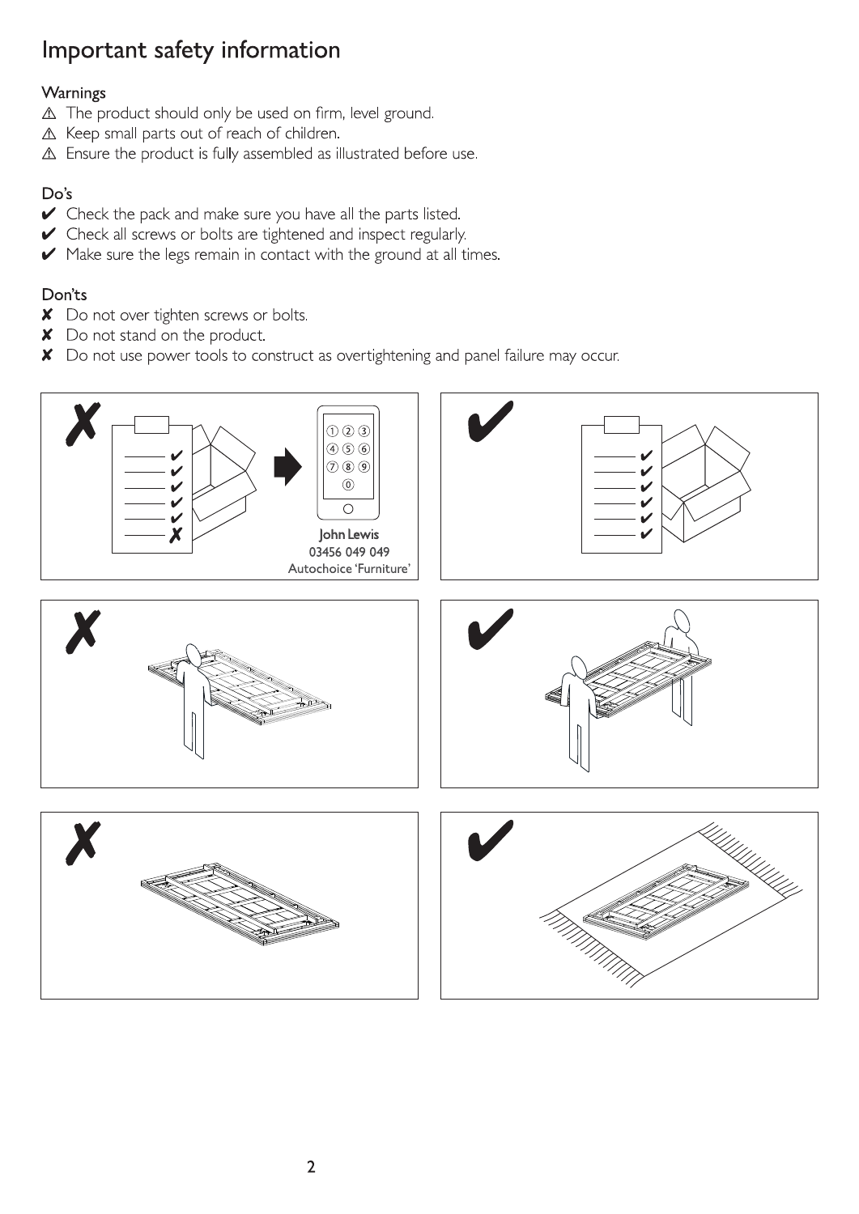# Important safety information

### Warnings

⚠ The product should only be used on firm, level ground.
⚠ Keep small parts out of reach of children.
⚠ Ensure the product is fully assembled as illustrated before use.

### Do's

✔ Check the pack and make sure you have all the parts listed.
✔ Check all screws or bolts are tightened and inspect regularly.
✔ Make sure the legs remain in contact with the ground at all times.

### Don'ts

✘ Do not over tighten screws or bolts.
✘ Do not stand on the product.
✘ Do not use power tools to construct as overtightening and panel failure may occur.

John Lewis
03456 049 049
Autochoice 'Furniture'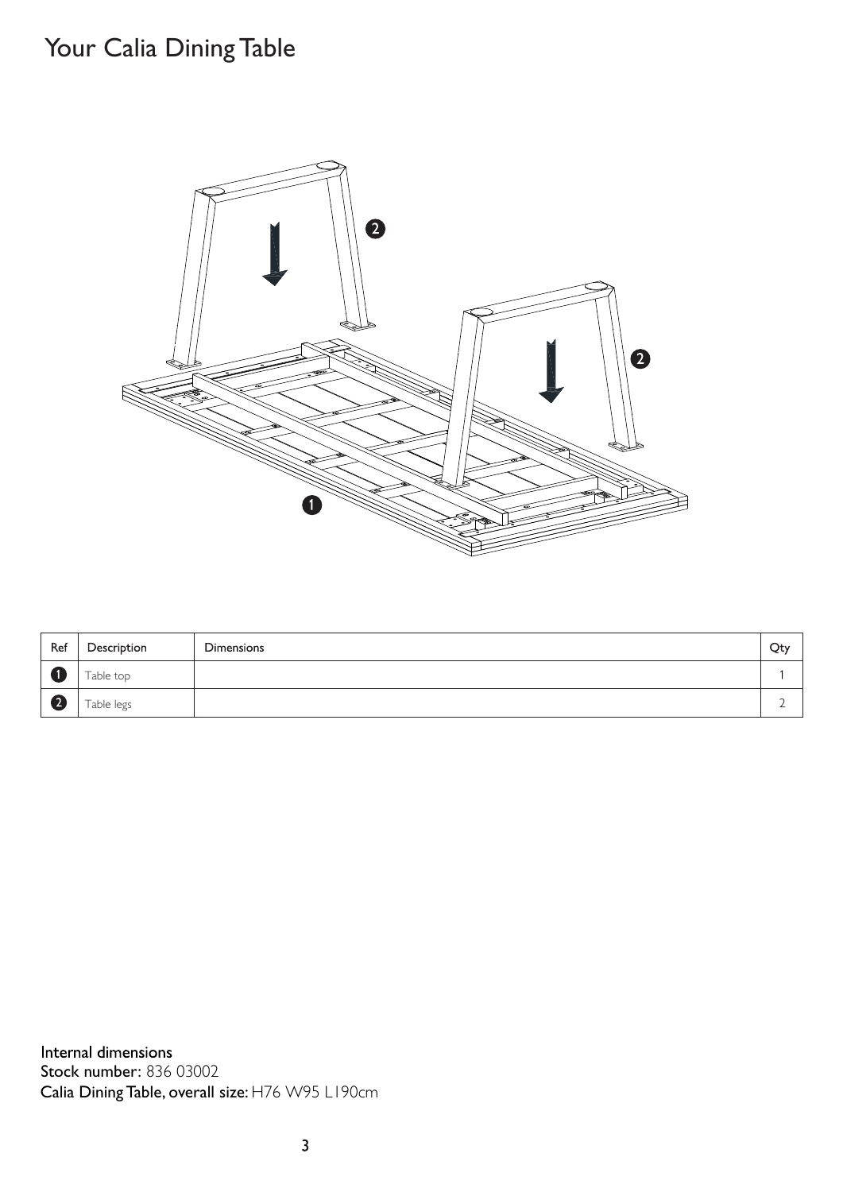# Your Calia Dining Table

| Ref | Description | Dimensions | Qty |
| --- | --- | --- | --- |
| 1 | Table top | | 1 |
| 2 | Table legs | | 2 |

**Internal dimensions**
**Stock number**: 836 03002
**Calia Dining Table, overall size:** H76 W95 L190cm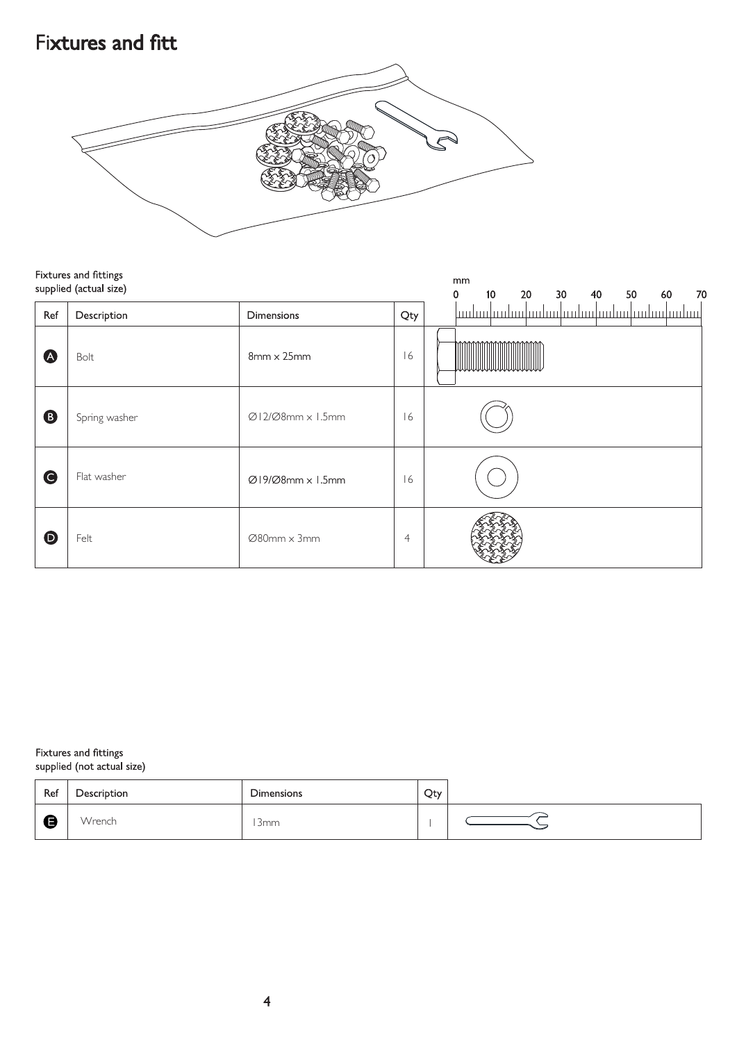# Fixtures and fitt

Fixtures and fittings
supplied (actual size)

| Ref | Description | Dimensions | Qty |
|---|---|---|---|
| A | Bolt | 8mm x 25mm | 16 |
| B | Spring washer | Ø12/Ø8mm x 1.5mm | 16 |
| C | Flat washer | Ø19/Ø8mm x 1.5mm | 16 |
| D | Felt | Ø80mm x 3mm | 4 |

mm
0 10 20 30 40 50 60 70

Fixtures and fittings
supplied (not actual size)

| Ref | Description | Dimensions | Qty |
|---|---|---|---|
| E | Wrench | 13mm | 1 |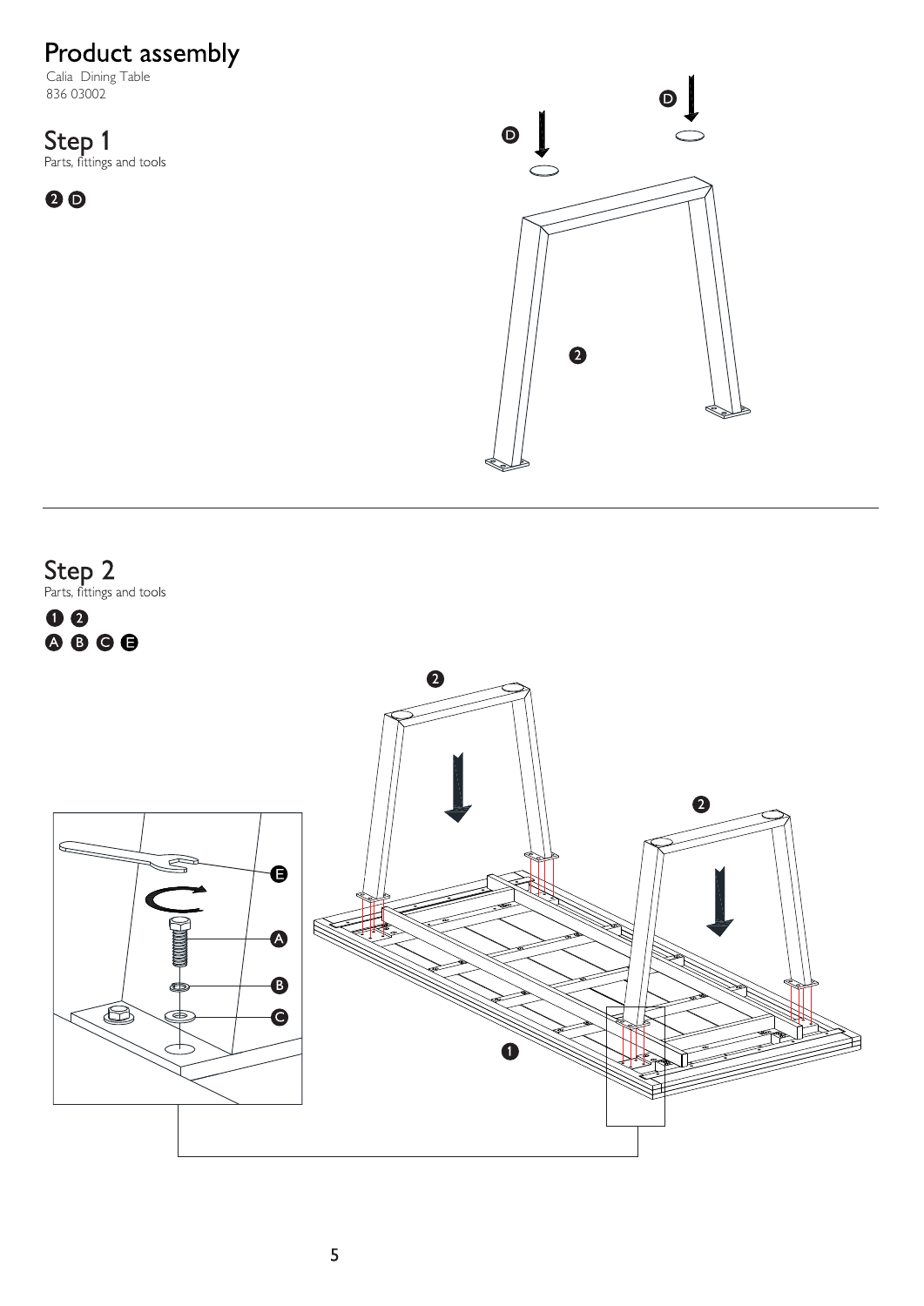# Product assembly

Calia Dining Table
836 03002

## Step 1

Parts, fittings and tools

2 D

## Step 2

Parts, fittings and tools

1 2
A B C E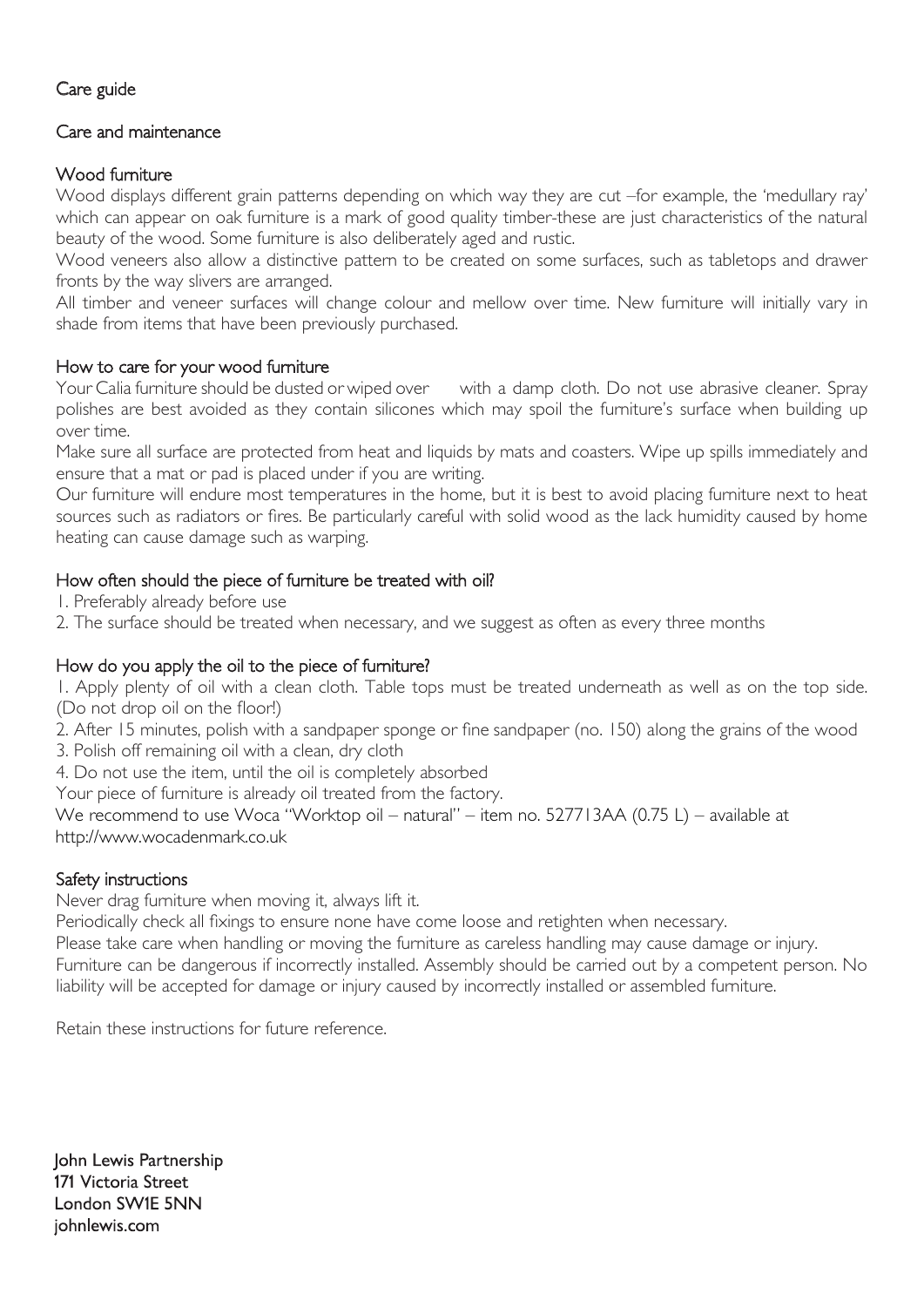## Care guide

### Care and maintenance

### Wood furniture

Wood displays different grain patterns depending on which way they are cut –for example, the 'medullary ray' which can appear on oak furniture is a mark of good quality timber-these are just characteristics of the natural beauty of the wood. Some furniture is also deliberately aged and rustic.

Wood veneers also allow a distinctive pattern to be created on some surfaces, such as tabletops and drawer fronts by the way slivers are arranged.

All timber and veneer surfaces will change colour and mellow over time. New furniture will initially vary in shade from items that have been previously purchased.

### How to care for your wood furniture

Your Calia furniture should be dusted or wiped over with a damp cloth. Do not use abrasive cleaner. Spray polishes are best avoided as they contain silicones which may spoil the furniture's surface when building up over time.

Make sure all surface are protected from heat and liquids by mats and coasters. Wipe up spills immediately and ensure that a mat or pad is placed under if you are writing.

Our furniture will endure most temperatures in the home, but it is best to avoid placing furniture next to heat sources such as radiators or fires. Be particularly careful with solid wood as the lack humidity caused by home heating can cause damage such as warping.

### How often should the piece of furniture be treated with oil?

1. Preferably already before use
2. The surface should be treated when necessary, and we suggest as often as every three months

### How do you apply the oil to the piece of furniture?

1. Apply plenty of oil with a clean cloth. Table tops must be treated underneath as well as on the top side. (Do not drop oil on the floor!)
2. After 15 minutes, polish with a sandpaper sponge or fine sandpaper (no. 150) along the grains of the wood
3. Polish off remaining oil with a clean, dry cloth
4. Do not use the item, until the oil is completely absorbed

Your piece of furniture is already oil treated from the factory.

We recommend to use Woca "Worktop oil – natural" – item no. 527713AA (0.75 L) – available at http://www.wocadenmark.co.uk

### Safety instructions

Never drag furniture when moving it, always lift it.

Periodically check all fixings to ensure none have come loose and retighten when necessary.

Please take care when handling or moving the furniture as careless handling may cause damage or injury.

Furniture can be dangerous if incorrectly installed. Assembly should be carried out by a competent person. No liability will be accepted for damage or injury caused by incorrectly installed or assembled furniture.

Retain these instructions for future reference.

John Lewis Partnership
171 Victoria Street
London SW1E 5NN
johnlewis.com